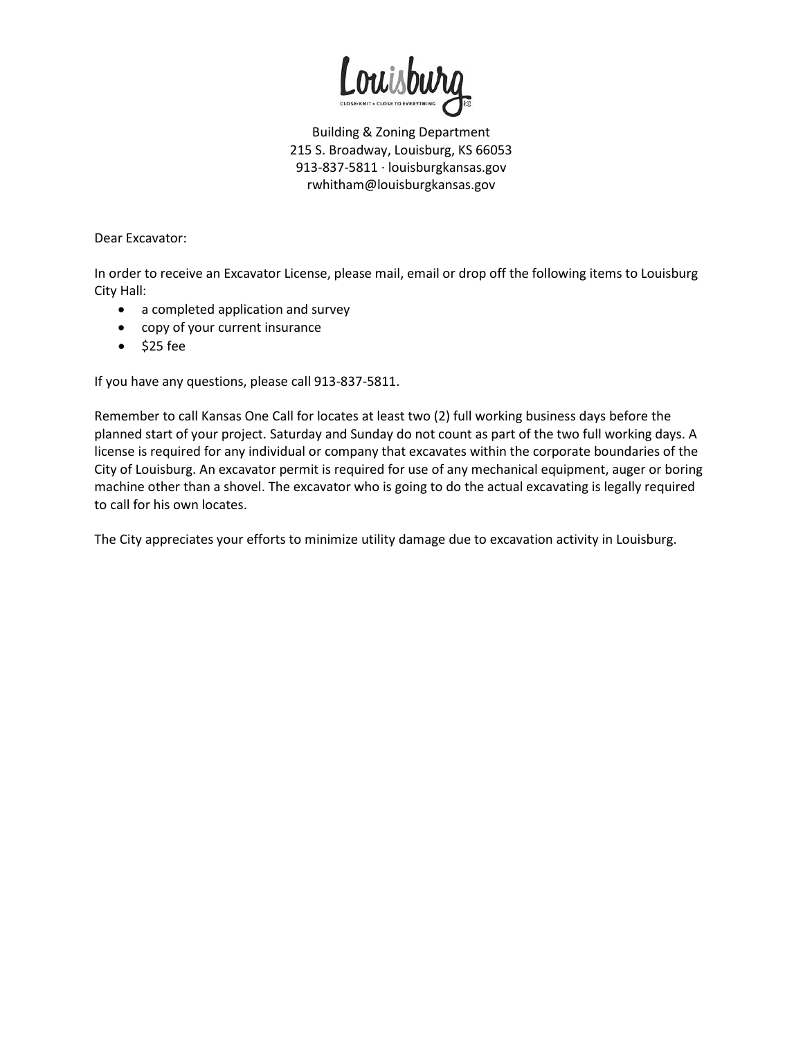Louisburg

CLOSE-KNIT • CLOSE TO EVERYTHING

Building & Zoning Department
215 S. Broadway, Louisburg, KS 66053
913-837-5811 · louisburgkansas.gov
rwhitham@louisburgkansas.gov

Dear Excavator:

In order to receive an Excavator License, please mail, email or drop off the following items to Louisburg City Hall:

- a completed application and survey
- copy of your current insurance
- $25 fee

If you have any questions, please call 913-837-5811.

Remember to call Kansas One Call for locates at least two (2) full working business days before the planned start of your project. Saturday and Sunday do not count as part of the two full working days. A license is required for any individual or company that excavates within the corporate boundaries of the City of Louisburg. An excavator permit is required for use of any mechanical equipment, auger or boring machine other than a shovel. The excavator who is going to do the actual excavating is legally required to call for his own locates.

The City appreciates your efforts to minimize utility damage due to excavation activity in Louisburg.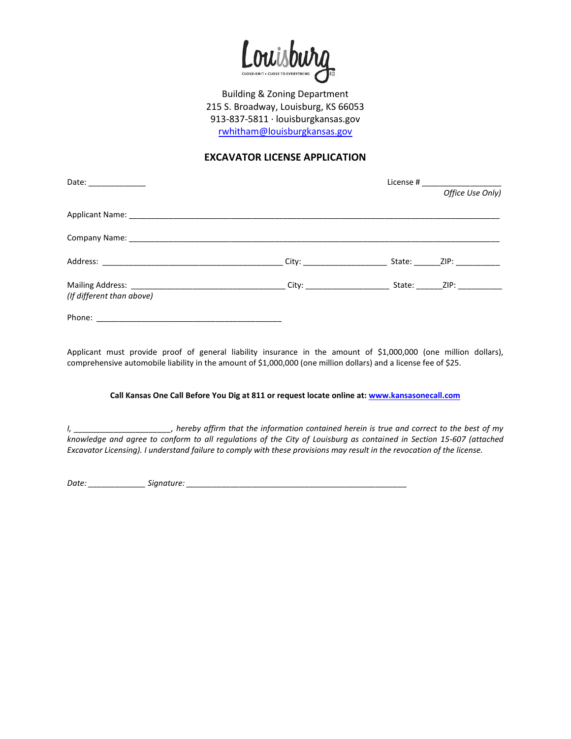Louisburg

CLOSE-KNIT • CLOSE TO EVERYTHING

Building & Zoning Department
215 S. Broadway, Louisburg, KS 66053
913-837-5811 · louisburgkansas.gov
rwhitham@louisburgkansas.gov

## EXCAVATOR LICENSE APPLICATION

Date: _____________ License # __________________
*Office Use Only)*

Applicant Name: ______________________________________________________________________________________

Company Name: ______________________________________________________________________________________

Address: __________________________________________ City: ___________________ State: ______ZIP: __________

Mailing Address: ___________________________________ City: ___________________ State: ______ZIP: __________
*(If different than above)*

Phone: ___________________________________________

Applicant must provide proof of general liability insurance in the amount of $1,000,000 (one million dollars), comprehensive automobile liability in the amount of $1,000,000 (one million dollars) and a license fee of $25.

**Call Kansas One Call Before You Dig at 811 or request locate online at: www.kansasonecall.com**

*I, ______________________, hereby affirm that the information contained herein is true and correct to the best of my knowledge and agree to conform to all regulations of the City of Louisburg as contained in Section 15-607 (attached Excavator Licensing). I understand failure to comply with these provisions may result in the revocation of the license.*

*Date:* _____________ *Signature:* ___________________________________________________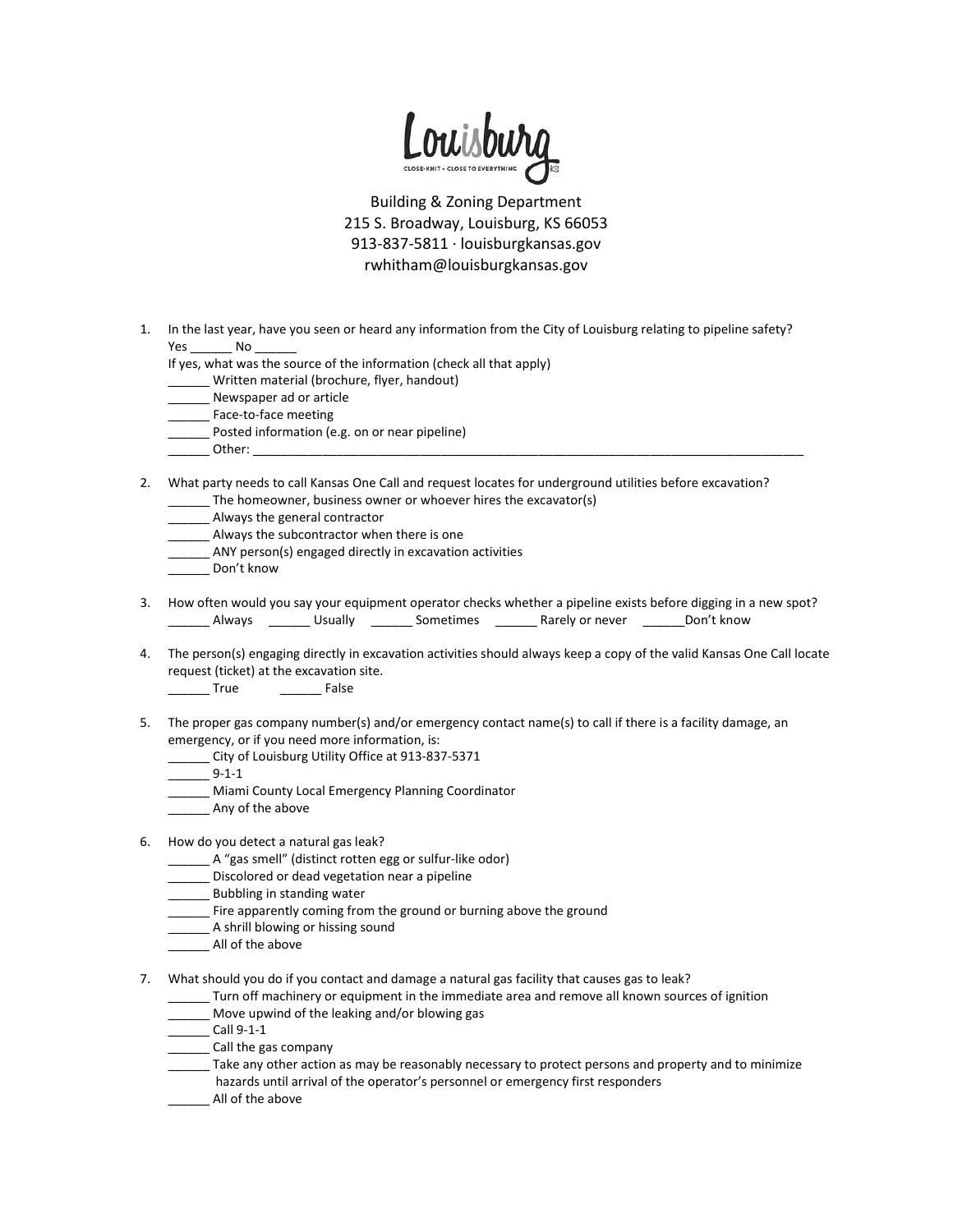Louisburg

CLOSE-KNIT • CLOSE TO EVERYTHING KS

Building & Zoning Department
215 S. Broadway, Louisburg, KS 66053
913-837-5811 · louisburgkansas.gov
rwhitham@louisburgkansas.gov

1. In the last year, have you seen or heard any information from the City of Louisburg relating to pipeline safety?
   Yes ______ No ______
   If yes, what was the source of the information (check all that apply)
   ______ Written material (brochure, flyer, handout)
   ______ Newspaper ad or article
   ______ Face-to-face meeting
   ______ Posted information (e.g. on or near pipeline)
   ______ Other: ________________________________________________________________________________

2. What party needs to call Kansas One Call and request locates for underground utilities before excavation?
   ______ The homeowner, business owner or whoever hires the excavator(s)
   ______ Always the general contractor
   ______ Always the subcontractor when there is one
   ______ ANY person(s) engaged directly in excavation activities
   ______ Don't know

3. How often would you say your equipment operator checks whether a pipeline exists before digging in a new spot?
   ______ Always ______ Usually ______ Sometimes ______ Rarely or never ______Don't know

4. The person(s) engaging directly in excavation activities should always keep a copy of the valid Kansas One Call locate request (ticket) at the excavation site.
   ______ True ______ False

5. The proper gas company number(s) and/or emergency contact name(s) to call if there is a facility damage, an emergency, or if you need more information, is:
   ______ City of Louisburg Utility Office at 913-837-5371
   ______ 9-1-1
   ______ Miami County Local Emergency Planning Coordinator
   ______ Any of the above

6. How do you detect a natural gas leak?
   ______ A "gas smell" (distinct rotten egg or sulfur-like odor)
   ______ Discolored or dead vegetation near a pipeline
   ______ Bubbling in standing water
   ______ Fire apparently coming from the ground or burning above the ground
   ______ A shrill blowing or hissing sound
   ______ All of the above

7. What should you do if you contact and damage a natural gas facility that causes gas to leak?
   ______ Turn off machinery or equipment in the immediate area and remove all known sources of ignition
   ______ Move upwind of the leaking and/or blowing gas
   ______ Call 9-1-1
   ______ Call the gas company
   ______ Take any other action as may be reasonably necessary to protect persons and property and to minimize hazards until arrival of the operator's personnel or emergency first responders
   ______ All of the above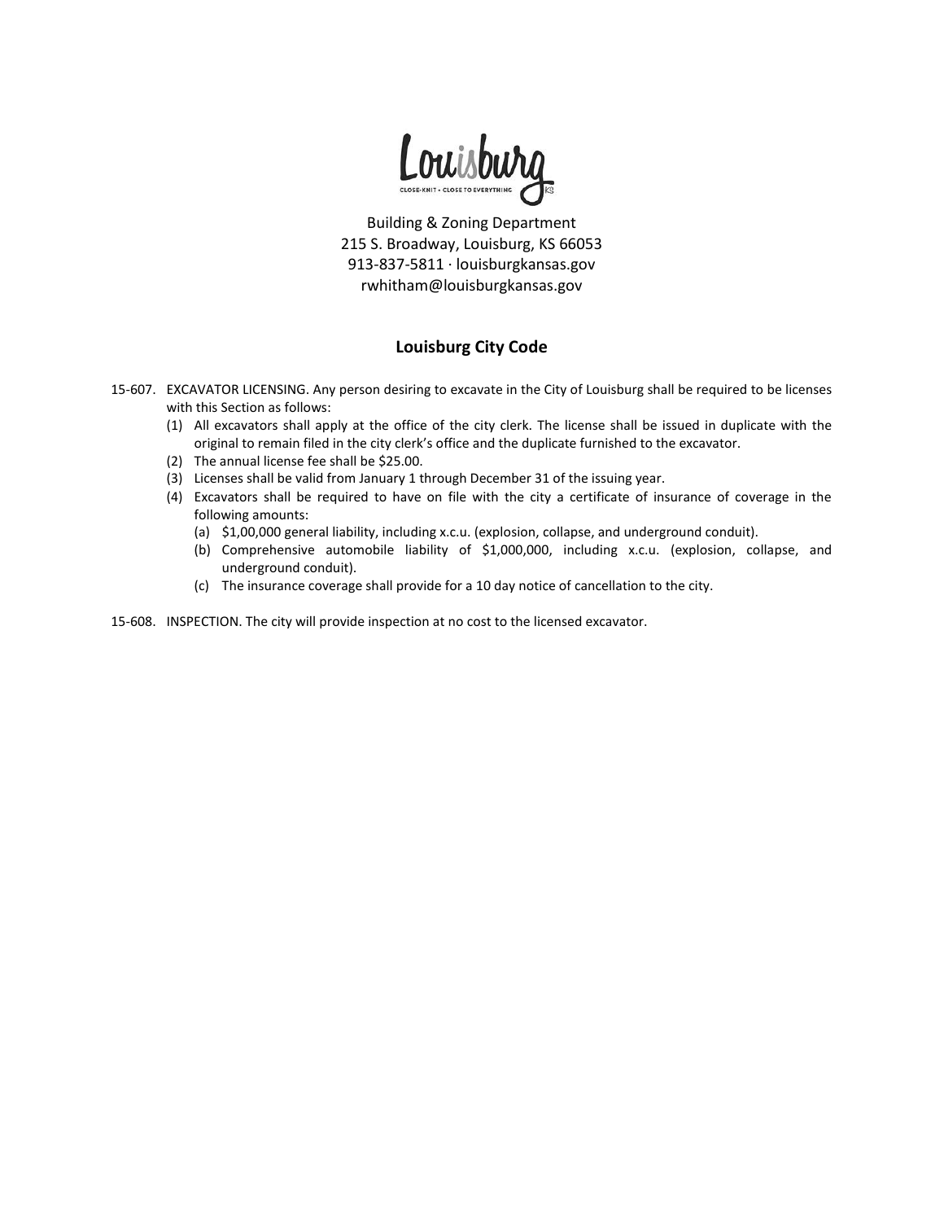Louisburg

CLOSE-KNIT • CLOSE TO EVERYTHING KS

Building & Zoning Department
215 S. Broadway, Louisburg, KS 66053
913-837-5811 · louisburgkansas.gov
rwhitham@louisburgkansas.gov

## Louisburg City Code

15-607. EXCAVATOR LICENSING. Any person desiring to excavate in the City of Louisburg shall be required to be licenses with this Section as follows:

(1) All excavators shall apply at the office of the city clerk. The license shall be issued in duplicate with the original to remain filed in the city clerk's office and the duplicate furnished to the excavator.

(2) The annual license fee shall be $25.00.

(3) Licenses shall be valid from January 1 through December 31 of the issuing year.

(4) Excavators shall be required to have on file with the city a certificate of insurance of coverage in the following amounts:

(a) $1,00,000 general liability, including x.c.u. (explosion, collapse, and underground conduit).

(b) Comprehensive automobile liability of $1,000,000, including x.c.u. (explosion, collapse, and underground conduit).

(c) The insurance coverage shall provide for a 10 day notice of cancellation to the city.

15-608. INSPECTION. The city will provide inspection at no cost to the licensed excavator.